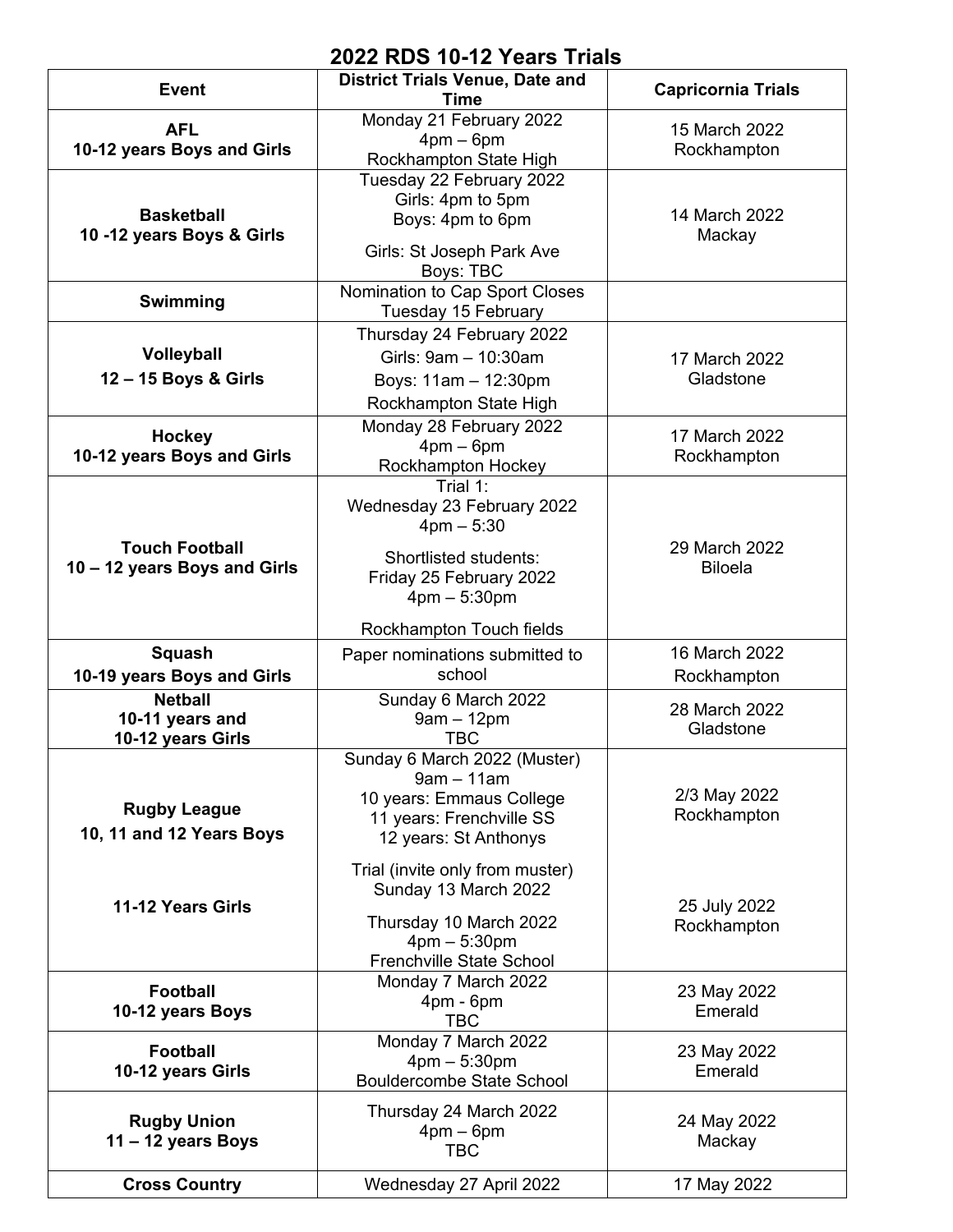# 2022 RDS 10-12 Years Trials

| Event | District Trials Venue, Date and Time | Capricornia Trials |
| --- | --- | --- |
| **AFL**<br>**10-12 years Boys and Girls** | Monday 21 February 2022<br>4pm – 6pm<br>Rockhampton State High | 15 March 2022<br>Rockhampton |
| **Basketball**<br>**10 -12 years Boys & Girls** | Tuesday 22 February 2022<br>Girls: 4pm to 5pm<br>Boys: 4pm to 6pm<br>Girls: St Joseph Park Ave<br>Boys: TBC | 14 March 2022<br>Mackay |
| **Swimming** | Nomination to Cap Sport Closes<br>Tuesday 15 February | |
| **Volleyball**<br>**12 – 15 Boys & Girls** | Thursday 24 February 2022<br>Girls: 9am – 10:30am<br>Boys: 11am – 12:30pm<br>Rockhampton State High | 17 March 2022<br>Gladstone |
| **Hockey**<br>**10-12 years Boys and Girls** | Monday 28 February 2022<br>4pm – 6pm<br>Rockhampton Hockey | 17 March 2022<br>Rockhampton |
| **Touch Football**<br>**10 – 12 years Boys and Girls** | Trial 1:<br>Wednesday 23 February 2022<br>4pm – 5:30<br>Shortlisted students:<br>Friday 25 February 2022<br>4pm – 5:30pm<br>Rockhampton Touch fields | 29 March 2022<br>Biloela |
| **Squash**<br>**10-19 years Boys and Girls** | Paper nominations submitted to school | 16 March 2022<br>Rockhampton |
| **Netball**<br>**10-11 years and**<br>**10-12 years Girls** | Sunday 6 March 2022<br>9am – 12pm<br>TBC | 28 March 2022<br>Gladstone |
| **Rugby League**<br>**10, 11 and 12 Years Boys** | Sunday 6 March 2022 (Muster)<br>9am – 11am<br>10 years: Emmaus College<br>11 years: Frenchville SS<br>12 years: St Anthonys<br>Trial (invite only from muster)<br>Sunday 13 March 2022 | 2/3 May 2022<br>Rockhampton |
| **11-12 Years Girls** | Thursday 10 March 2022<br>4pm – 5:30pm<br>Frenchville State School | 25 July 2022<br>Rockhampton |
| **Football**<br>**10-12 years Boys** | Monday 7 March 2022<br>4pm - 6pm<br>TBC | 23 May 2022<br>Emerald |
| **Football**<br>**10-12 years Girls** | Monday 7 March 2022<br>4pm – 5:30pm<br>Bouldercombe State School | 23 May 2022<br>Emerald |
| **Rugby Union**<br>**11 – 12 years Boys** | Thursday 24 March 2022<br>4pm – 6pm<br>TBC | 24 May 2022<br>Mackay |
| **Cross Country** | Wednesday 27 April 2022 | 17 May 2022 |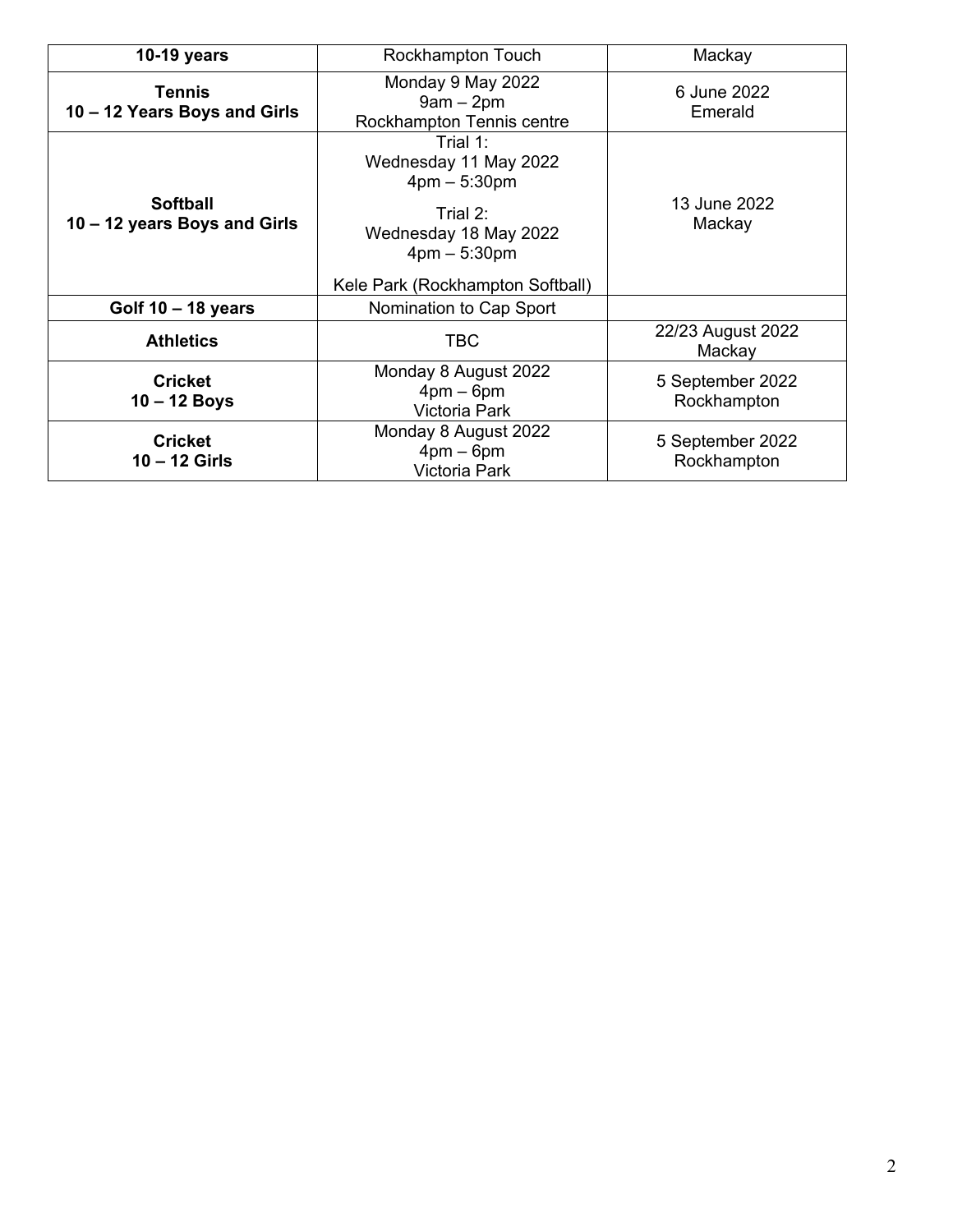| | | |
|---|---|---|
| **10-19 years** | Rockhampton Touch | Mackay |
| **Tennis**<br>**10 – 12 Years Boys and Girls** | Monday 9 May 2022<br>9am – 2pm<br>Rockhampton Tennis centre | 6 June 2022<br>Emerald |
| **Softball**<br>**10 – 12 years Boys and Girls** | Trial 1:<br>Wednesday 11 May 2022<br>4pm – 5:30pm<br><br>Trial 2:<br>Wednesday 18 May 2022<br>4pm – 5:30pm<br><br>Kele Park (Rockhampton Softball) | 13 June 2022<br>Mackay |
| **Golf 10 – 18 years** | Nomination to Cap Sport | |
| **Athletics** | TBC | 22/23 August 2022<br>Mackay |
| **Cricket**<br>**10 – 12 Boys** | Monday 8 August 2022<br>4pm – 6pm<br>Victoria Park | 5 September 2022<br>Rockhampton |
| **Cricket**<br>**10 – 12 Girls** | Monday 8 August 2022<br>4pm – 6pm<br>Victoria Park | 5 September 2022<br>Rockhampton |